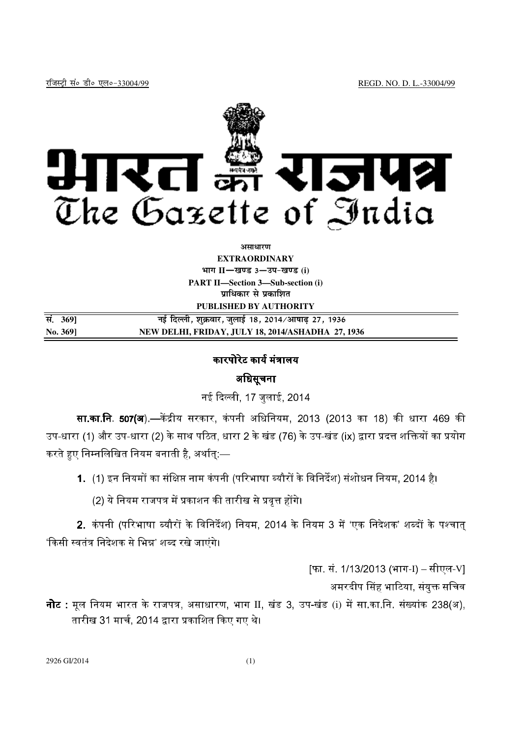रजिस्ट्री सं० डी० एल०-33004/99 REGD. NO. D. L.-33004/99

# भारत का राजपत्र
# The Gazette of India

**असाधारण**
**EXTRAORDINARY**
**भाग II—खण्ड 3—उप-खण्ड (i)**
**PART II—Section 3—Sub-section (i)**
**प्राधिकार से प्रकाशित**
**PUBLISHED BY AUTHORITY**

| सं. 369] | नई दिल्ली, शुक्रवार, जुलाई 18, 2014/आषाढ़ 27, 1936 |
|---|---|
| **No. 369]** | **NEW DELHI, FRIDAY, JULY 18, 2014/ASHADHA 27, 1936** |

## कारपोरेट कार्य मंत्रालय

## अधिसूचना

नई दिल्ली, 17 जुलाई, 2014

**सा.का.नि. 507(अ).**—केंद्रीय सरकार, कंपनी अधिनियम, 2013 (2013 का 18) की धारा 469 की उप-धारा (1) और उप-धारा (2) के साथ पठित, धारा 2 के खंड (76) के उप-खंड (ix) द्वारा प्रदत्त शक्तियों का प्रयोग करते हुए निम्नलिखित नियम बनाती है, अर्थात्:—

**1.** (1) इन नियमों का संक्षिप्त नाम कंपनी (परिभाषा ब्यौरों के विनिर्देश) संशोधन नियम, 2014 है।

(2) ये नियम राजपत्र में प्रकाशन की तारीख से प्रवृत्त होंगे।

**2.** कंपनी (परिभाषा ब्यौरों के विनिर्देश) नियम, 2014 के नियम 3 में 'एक निदेशक' शब्दों के पश्चात् 'किसी स्वतंत्र निदेशक से भिन्न' शब्द रखे जाएंगे।

[फा. सं. 1/13/2013 (भाग-I) – सीएल-V]

अमरदीप सिंह भाटिया, संयुक्त सचिव

**नोट :** मूल नियम भारत के राजपत्र, असाधारण, भाग II, खंड 3, उप-खंड (i) में सा.का.नि. संख्यांक 238(अ), तारीख 31 मार्च, 2014 द्वारा प्रकाशित किए गए थे।

2926 GI/2014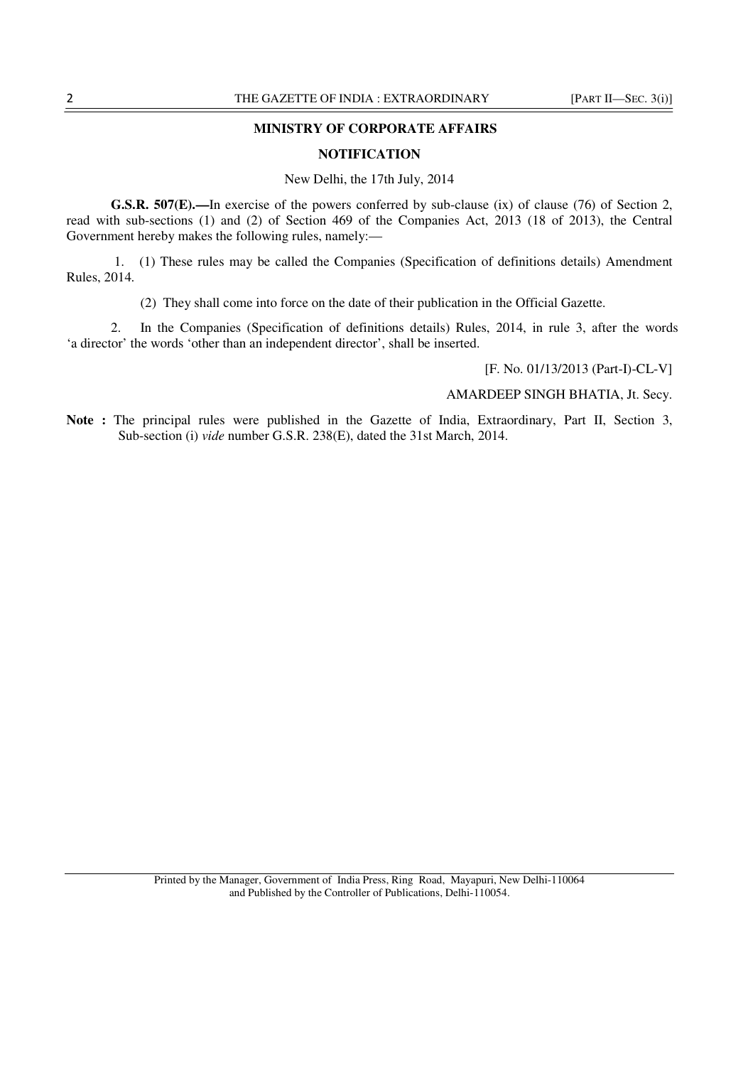## MINISTRY OF CORPORATE AFFAIRS

## NOTIFICATION

New Delhi, the 17th July, 2014

**G.S.R. 507(E).—**In exercise of the powers conferred by sub-clause (ix) of clause (76) of Section 2, read with sub-sections (1) and (2) of Section 469 of the Companies Act, 2013 (18 of 2013), the Central Government hereby makes the following rules, namely:—

1. (1) These rules may be called the Companies (Specification of definitions details) Amendment Rules, 2014.

(2) They shall come into force on the date of their publication in the Official Gazette.

2. In the Companies (Specification of definitions details) Rules, 2014, in rule 3, after the words 'a director' the words 'other than an independent director', shall be inserted.

[F. No. 01/13/2013 (Part-I)-CL-V]

AMARDEEP SINGH BHATIA, Jt. Secy.

**Note :** The principal rules were published in the Gazette of India, Extraordinary, Part II, Section 3, Sub-section (i) *vide* number G.S.R. 238(E), dated the 31st March, 2014.

Printed by the Manager, Government of India Press, Ring Road, Mayapuri, New Delhi-110064 and Published by the Controller of Publications, Delhi-110054.